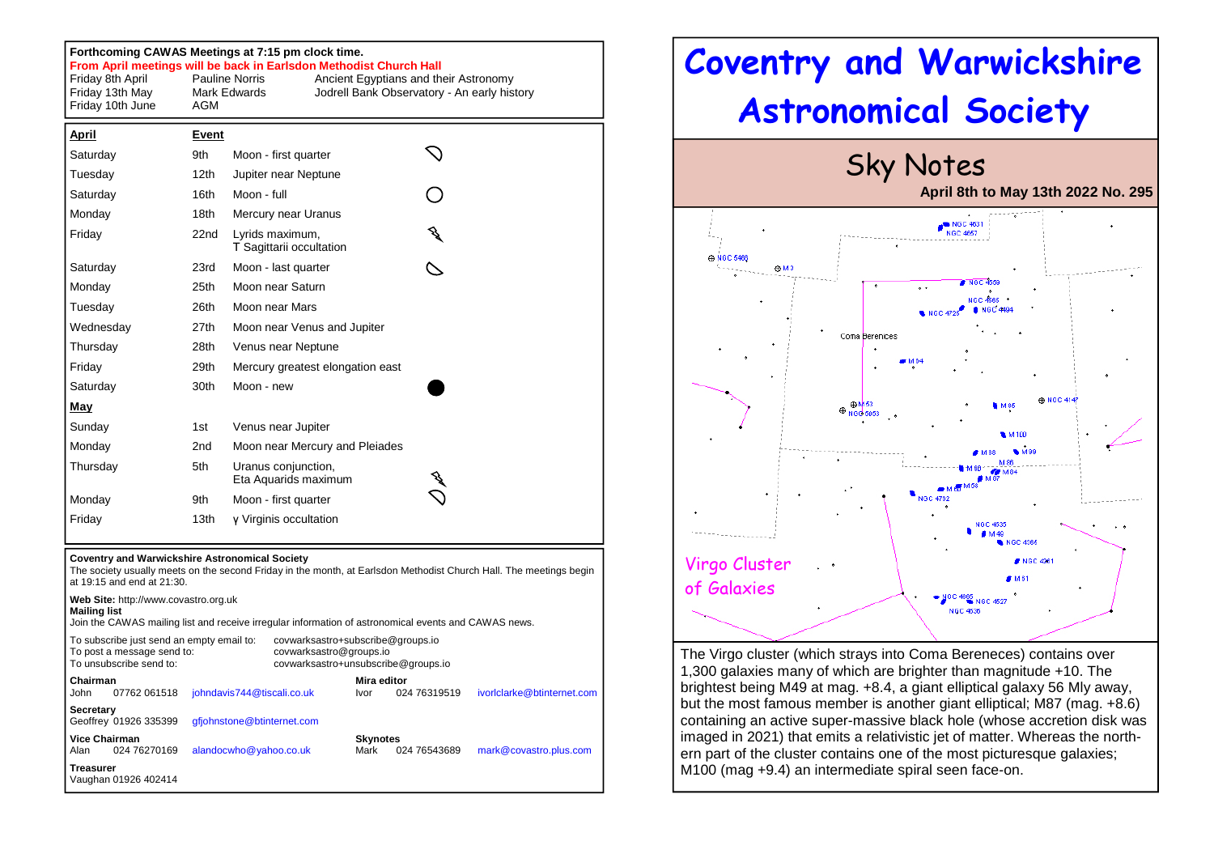**Forthcoming CAWAS Meetings at 7:15 pm clock time.**

**From April meetings will be back in Earlsdon Methodist Church Hall**

| | | |
|---|---|---|
| Friday 8th April | Pauline Norris | Ancient Egyptians and their Astronomy |
| Friday 13th May | Mark Edwards | Jodrell Bank Observatory - An early history |
| Friday 10th June | AGM | |

| **April** | **Event** | |
|---|---|---|
| Saturday | 9th | Moon - first quarter |
| Tuesday | 12th | Jupiter near Neptune |
| Saturday | 16th | Moon - full |
| Monday | 18th | Mercury near Uranus |
| Friday | 22nd | Lyrids maximum, T Sagittarii occultation |
| Saturday | 23rd | Moon - last quarter |
| Monday | 25th | Moon near Saturn |
| Tuesday | 26th | Moon near Mars |
| Wednesday | 27th | Moon near Venus and Jupiter |
| Thursday | 28th | Venus near Neptune |
| Friday | 29th | Mercury greatest elongation east |
| Saturday | 30th | Moon - new |
| **May** | | |
| Sunday | 1st | Venus near Jupiter |
| Monday | 2nd | Moon near Mercury and Pleiades |
| Thursday | 5th | Uranus conjunction, Eta Aquarids maximum |
| Monday | 9th | Moon - first quarter |
| Friday | 13th | γ Virginis occultation |

**Coventry and Warwickshire Astronomical Society**

The society usually meets on the second Friday in the month, at Earlsdon Methodist Church Hall. The meetings begin at 19:15 and end at 21:30.

**Web Site:** http://www.covastro.org.uk

**Mailing list**

Join the CAWAS mailing list and receive irregular information of astronomical events and CAWAS news.

To subscribe just send an empty email to: covwarksastro+subscribe@groups.io
To post a message send to: covwarksastro@groups.io
To unsubscribe send to: covwarksastro+unsubscribe@groups.io

**Chairman**
John 07762 061518 johndavis744@tiscali.co.uk

**Mira editor**
Ivor 024 76319519 ivorlclarke@btinternet.com

**Secretary**
Geoffrey 01926 335399 gfjohnstone@btinternet.com

**Vice Chairman**
Alan 024 76270169 alandocwho@yahoo.co.uk

**Skynotes**
Mark 024 76543689 mark@covastro.plus.com

**Treasurer**
Vaughan 01926 402414

# Coventry and Warwickshire Astronomical Society

## Sky Notes

**April 8th to May 13th 2022 No. 295**

Virgo Cluster of Galaxies

The Virgo cluster (which strays into Coma Bereneces) contains over 1,300 galaxies many of which are brighter than magnitude +10. The brightest being M49 at mag. +8.4, a giant elliptical galaxy 56 Mly away, but the most famous member is another giant elliptical; M87 (mag. +8.6) containing an active super-massive black hole (whose accretion disk was imaged in 2021) that emits a relativistic jet of matter. Whereas the northern part of the cluster contains one of the most picturesque galaxies; M100 (mag +9.4) an intermediate spiral seen face-on.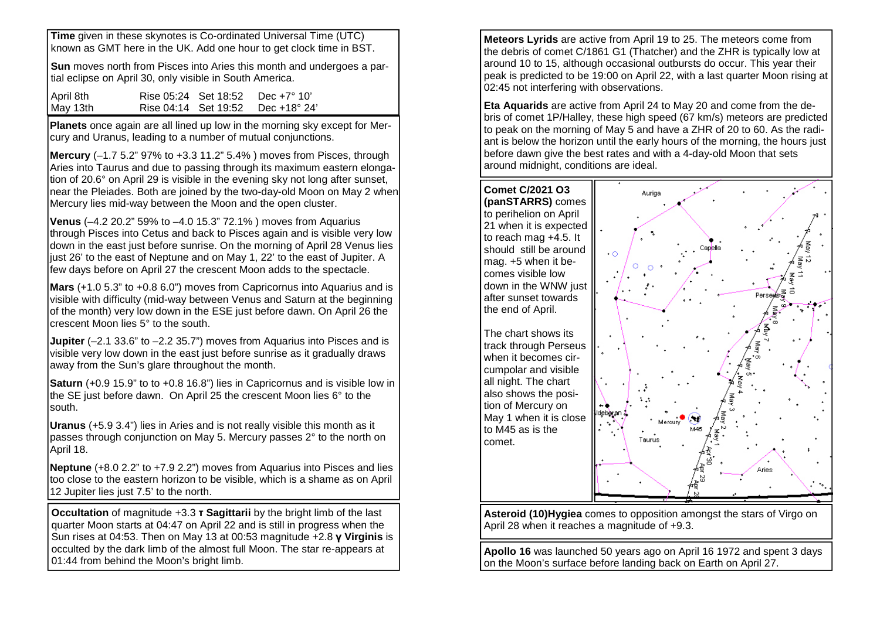**Time** given in these skynotes is Co-ordinated Universal Time (UTC) known as GMT here in the UK. Add one hour to get clock time in BST.

**Sun** moves north from Pisces into Aries this month and undergoes a partial eclipse on April 30, only visible in South America.

| | | | |
|---|---|---|---|
| April 8th | Rise 05:24 | Set 18:52 | Dec +7° 10' |
| May 13th | Rise 04:14 | Set 19:52 | Dec +18° 24' |

**Planets** once again are all lined up low in the morning sky except for Mercury and Uranus, leading to a number of mutual conjunctions.

**Mercury** (–1.7 5.2" 97% to +3.3 11.2" 5.4% ) moves from Pisces, through Aries into Taurus and due to passing through its maximum eastern elongation of 20.6° on April 29 is visible in the evening sky not long after sunset, near the Pleiades. Both are joined by the two-day-old Moon on May 2 when Mercury lies mid-way between the Moon and the open cluster.

**Venus** (–4.2 20.2" 59% to –4.0 15.3" 72.1% ) moves from Aquarius through Pisces into Cetus and back to Pisces again and is visible very low down in the east just before sunrise. On the morning of April 28 Venus lies just 26' to the east of Neptune and on May 1, 22' to the east of Jupiter. A few days before on April 27 the crescent Moon adds to the spectacle.

**Mars** (+1.0 5.3" to +0.8 6.0") moves from Capricornus into Aquarius and is visible with difficulty (mid-way between Venus and Saturn at the beginning of the month) very low down in the ESE just before dawn. On April 26 the crescent Moon lies 5° to the south.

**Jupiter** (–2.1 33.6" to –2.2 35.7") moves from Aquarius into Pisces and is visible very low down in the east just before sunrise as it gradually draws away from the Sun's glare throughout the month.

**Saturn** (+0.9 15.9" to to +0.8 16.8") lies in Capricornus and is visible low in the SE just before dawn. On April 25 the crescent Moon lies 6° to the south.

**Uranus** (+5.9 3.4") lies in Aries and is not really visible this month as it passes through conjunction on May 5. Mercury passes 2° to the north on April 18.

**Neptune** (+8.0 2.2" to +7.9 2.2") moves from Aquarius into Pisces and lies too close to the eastern horizon to be visible, which is a shame as on April 12 Jupiter lies just 7.5' to the north.

**Occultation** of magnitude +3.3 **τ Sagittarii** by the bright limb of the last quarter Moon starts at 04:47 on April 22 and is still in progress when the Sun rises at 04:53. Then on May 13 at 00:53 magnitude +2.8 **γ Virginis** is occulted by the dark limb of the almost full Moon. The star re-appears at 01:44 from behind the Moon's bright limb.

**Meteors Lyrids** are active from April 19 to 25. The meteors come from the debris of comet C/1861 G1 (Thatcher) and the ZHR is typically low at around 10 to 15, although occasional outbursts do occur. This year their peak is predicted to be 19:00 on April 22, with a last quarter Moon rising at 02:45 not interfering with observations.

**Eta Aquarids** are active from April 24 to May 20 and come from the debris of comet 1P/Halley, these high speed (67 km/s) meteors are predicted to peak on the morning of May 5 and have a ZHR of 20 to 60. As the radiant is below the horizon until the early hours of the morning, the hours just before dawn give the best rates and with a 4-day-old Moon that sets around midnight, conditions are ideal.

**Comet C/2021 O3 (panSTARRS)** comes to perihelion on April 21 when it is expected to reach mag +4.5. It should still be around mag. +5 when it becomes visible low down in the WNW just after sunset towards the end of April.

The chart shows its track through Perseus when it becomes circumpolar and visible all night. The chart also shows the position of Mercury on May 1 when it is close to M45 as is the comet.

Auriga
Capella
Perseus
Aldebaran
Mercury
M45
Taurus
Aries
Apr 28
Apr 29
Apr 30
May 1
May 2
May 3
May 4
May 5
May 6
May 7
May 8
May 9
May 10
May 11
May 12

**Asteroid (10)Hygiea** comes to opposition amongst the stars of Virgo on April 28 when it reaches a magnitude of +9.3.

**Apollo 16** was launched 50 years ago on April 16 1972 and spent 3 days on the Moon's surface before landing back on Earth on April 27.